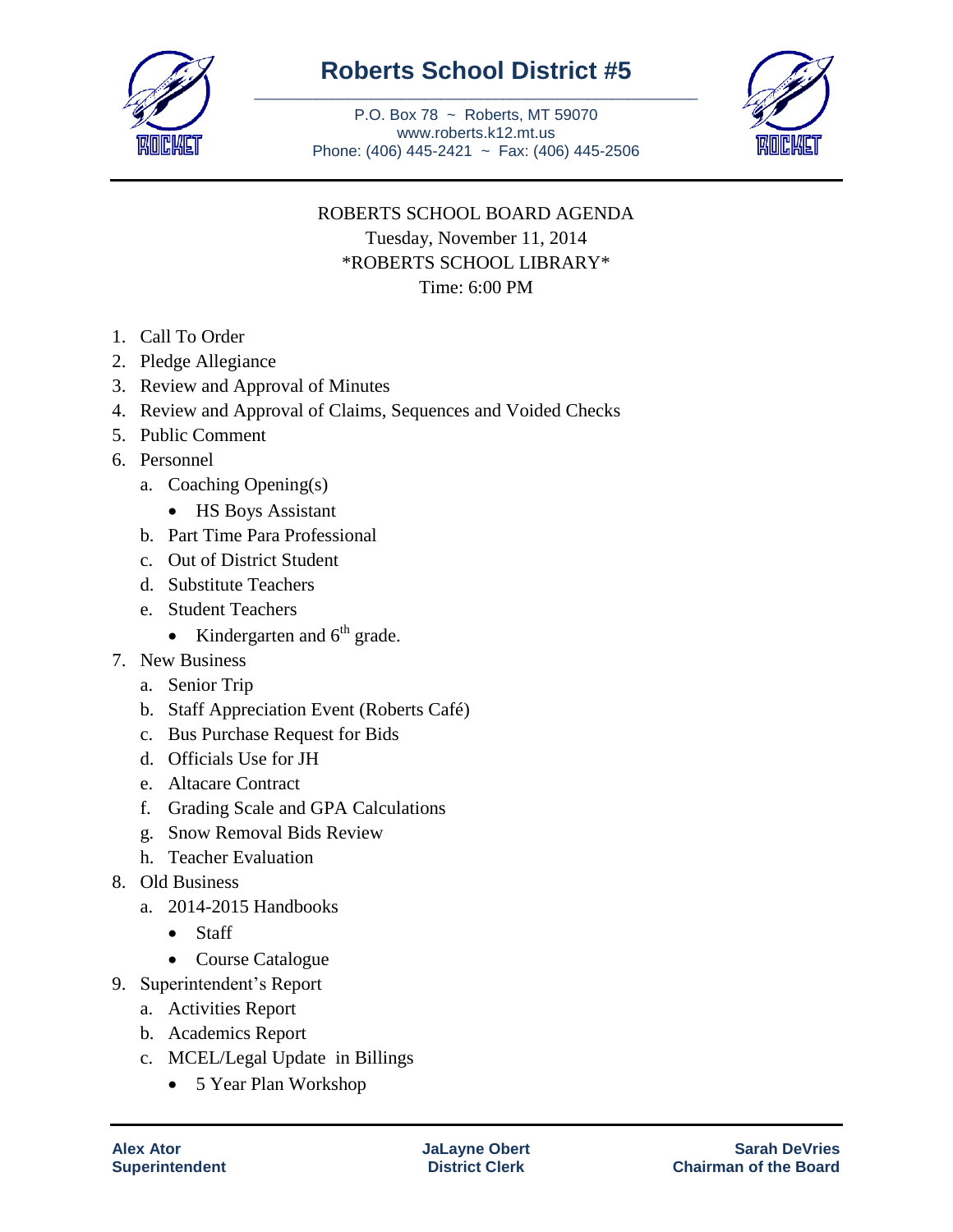# Roberts School District #5

P.O. Box 78 ~ Roberts, MT 59070
www.roberts.k12.mt.us
Phone: (406) 445-2421 ~ Fax: (406) 445-2506

ROBERTS SCHOOL BOARD AGENDA
Tuesday, November 11, 2014
*ROBERTS SCHOOL LIBRARY*
Time: 6:00 PM

1. Call To Order
2. Pledge Allegiance
3. Review and Approval of Minutes
4. Review and Approval of Claims, Sequences and Voided Checks
5. Public Comment
6. Personnel
   a. Coaching Opening(s)
      - HS Boys Assistant
   b. Part Time Para Professional
   c. Out of District Student
   d. Substitute Teachers
   e. Student Teachers
      - Kindergarten and 6th grade.
7. New Business
   a. Senior Trip
   b. Staff Appreciation Event (Roberts Café)
   c. Bus Purchase Request for Bids
   d. Officials Use for JH
   e. Altacare Contract
   f. Grading Scale and GPA Calculations
   g. Snow Removal Bids Review
   h. Teacher Evaluation
8. Old Business
   a. 2014-2015 Handbooks
      - Staff
      - Course Catalogue
9. Superintendent's Report
   a. Activities Report
   b. Academics Report
   c. MCEL/Legal Update in Billings
      - 5 Year Plan Workshop

**Alex Ator**
**Superintendent**

**JaLayne Obert**
**District Clerk**

**Sarah DeVries**
**Chairman of the Board**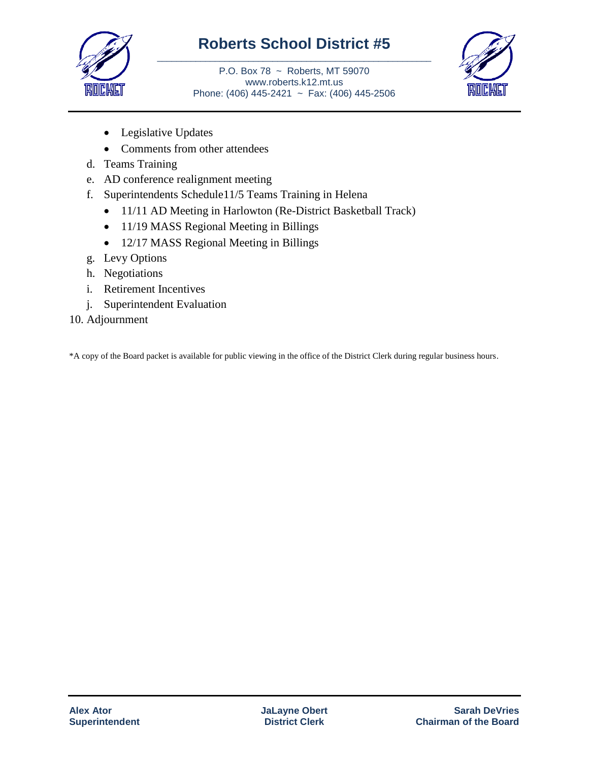- Legislative Updates
- Comments from other attendees

d. Teams Training

e. AD conference realignment meeting

f. Superintendents Schedule11/5 Teams Training in Helena

- 11/11 AD Meeting in Harlowton (Re-District Basketball Track)
- 11/19 MASS Regional Meeting in Billings
- 12/17 MASS Regional Meeting in Billings

g. Levy Options

h. Negotiations

i. Retirement Incentives

j. Superintendent Evaluation

10. Adjournment

*A copy of the Board packet is available for public viewing in the office of the District Clerk during regular business hours.

**Alex Ator**
**Superintendent**

**JaLayne Obert**
**District Clerk**

**Sarah DeVries**
**Chairman of the Board**